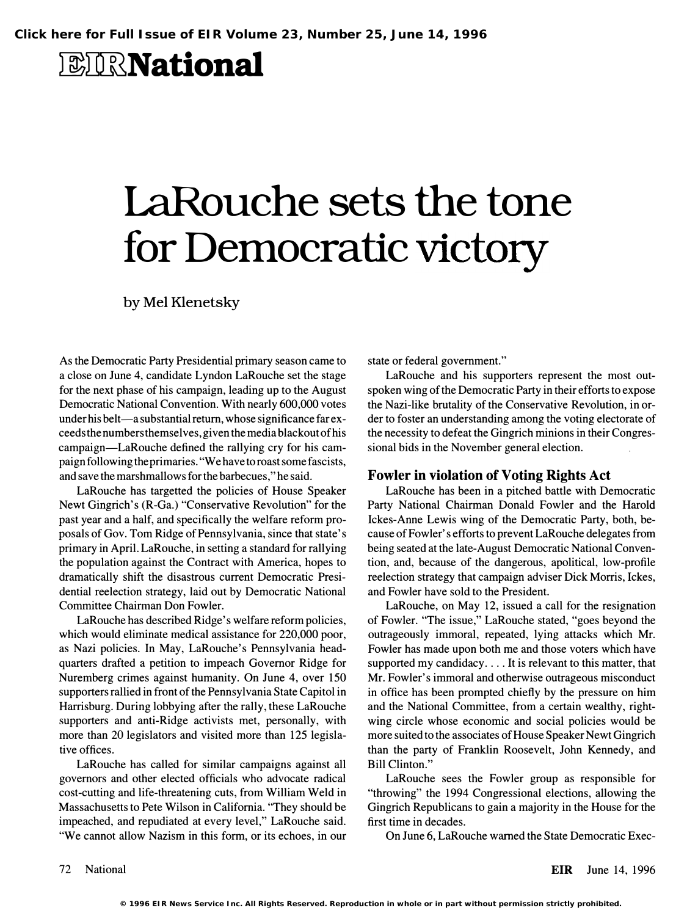# LaRouche sets the tone for Democratic victory

by Mel Klenetsky

As the Democratic Party Presidential primary season came to a close on June 4, candidate Lyndon LaRouche set the stage for the next phase of his campaign, leading up to the August Democratic National Convention. With nearly 600,000 votes under his belt—a substantial return, whose significance far exceeds the numbers themselves, given the media blackout of his campaign—LaRouche defined the rallying cry for his campaign following the primaries. "We have to roast some fascists, and save the marshmallows for the barbecues," he said.

LaRouche has targetted the policies of House Speaker Newt Gingrich's (R-Ga.) "Conservative Revolution" for the past year and a half, and specifically the welfare reform proposals of Gov. Tom Ridge of Pennsylvania, since that state's primary in April. LaRouche, in setting a standard for rallying the population against the Contract with America, hopes to dramatically shift the disastrous current Democratic Presidential reelection strategy, laid out by Democratic National Committee Chairman Don Fowler.

LaRouche has described Ridge's welfare reform policies, which would eliminate medical assistance for 220,000 poor, as Nazi policies. In May, LaRouche's Pennsylvania headquarters drafted a petition to impeach Governor Ridge for Nuremberg crimes against humanity. On June 4, over 150 supporters rallied in front of the Pennsylvania State Capitol in Harrisburg. During lobbying after the rally, these LaRouche supporters and anti-Ridge activists met, personally, with more than 20 legislators and visited more than 125 legislative offices.

LaRouche has called for similar campaigns against all governors and other elected officials who advocate radical cost-cutting and life-threatening cuts, from William Weld in Massachusetts to Pete Wilson in California. "They should be impeached, and repudiated at every level," LaRouche said. "We cannot allow Nazism in this form, or its echoes, in our state or federal government."

LaRouche and his supporters represent the most outspoken wing of the Democratic Party in their efforts to expose the Nazi-like brutality of the Conservative Revolution, in order to foster an understanding among the voting electorate of the necessity to defeat the Gingrich minions in their Congressional bids in the November general election.

## Fowler in violation of Voting Rights Act

LaRouche has been in a pitched battle with Democratic Party National Chairman Donald Fowler and the Harold Ickes-Anne Lewis wing of the Democratic Party, both, because of Fowler's efforts to prevent LaRouche delegates from being seated at the late-August Democratic National Convention, and, because of the dangerous, apolitical, low-profile reelection strategy that campaign adviser Dick Morris, Ickes, and Fowler have sold to the President.

LaRouche, on May 12, issued a call for the resignation of Fowler. "The issue," LaRouche stated, "goes beyond the outrageously immoral, repeated, lying attacks which Mr. Fowler has made upon both me and those voters which have supported my candidacy. . . . It is relevant to this matter, that Mr. Fowler's immoral and otherwise outrageous misconduct in office has been prompted chiefly by the pressure on him and the National Committee, from a certain wealthy, right-wing circle whose economic and social policies would be more suited to the associates of House Speaker Newt Gingrich than the party of Franklin Roosevelt, John Kennedy, and Bill Clinton."

LaRouche sees the Fowler group as responsible for "throwing" the 1994 Congressional elections, allowing the Gingrich Republicans to gain a majority in the House for the first time in decades.

On June 6, LaRouche warned the State Democratic Exec-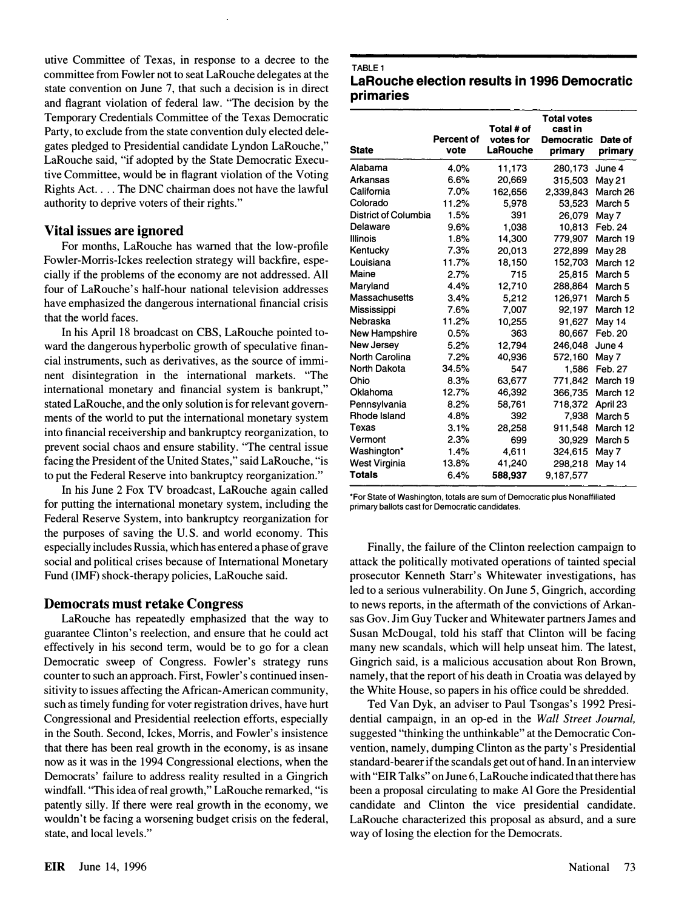utive Committee of Texas, in response to a decree to the committee from Fowler not to seat LaRouche delegates at the state convention on June 7, that such a decision is in direct and flagrant violation of federal law. "The decision by the Temporary Credentials Committee of the Texas Democratic Party, to exclude from the state convention duly elected delegates pledged to Presidential candidate Lyndon LaRouche," LaRouche said, "if adopted by the State Democratic Executive Committee, would be in flagrant violation of the Voting Rights Act. . . . The DNC chairman does not have the lawful authority to deprive voters of their rights."

## Vital issues are ignored

For months, LaRouche has warned that the low-profile Fowler-Morris-Ickes reelection strategy will backfire, especially if the problems of the economy are not addressed. All four of LaRouche's half-hour national television addresses have emphasized the dangerous international financial crisis that the world faces.

In his April 18 broadcast on CBS, LaRouche pointed toward the dangerous hyperbolic growth of speculative financial instruments, such as derivatives, as the source of imminent disintegration in the international markets. "The international monetary and financial system is bankrupt," stated LaRouche, and the only solution is for relevant governments of the world to put the international monetary system into financial receivership and bankruptcy reorganization, to prevent social chaos and ensure stability. "The central issue facing the President of the United States," said LaRouche, "is to put the Federal Reserve into bankruptcy reorganization."

In his June 2 Fox TV broadcast, LaRouche again called for putting the international monetary system, including the Federal Reserve System, into bankruptcy reorganization for the purposes of saving the U.S. and world economy. This especially includes Russia, which has entered a phase of grave social and political crises because of International Monetary Fund (IMF) shock-therapy policies, LaRouche said.

## Democrats must retake Congress

LaRouche has repeatedly emphasized that the way to guarantee Clinton's reelection, and ensure that he could act effectively in his second term, would be to go for a clean Democratic sweep of Congress. Fowler's strategy runs counter to such an approach. First, Fowler's continued insensitivity to issues affecting the African-American community, such as timely funding for voter registration drives, have hurt Congressional and Presidential reelection efforts, especially in the South. Second, Ickes, Morris, and Fowler's insistence that there has been real growth in the economy, is as insane now as it was in the 1994 Congressional elections, when the Democrats' failure to address reality resulted in a Gingrich windfall. "This idea of real growth," LaRouche remarked, "is patently silly. If there were real growth in the economy, we wouldn't be facing a worsening budget crisis on the federal, state, and local levels."

TABLE 1

**LaRouche election results in 1996 Democratic primaries**

| State | Percent of vote | Total # of votes for LaRouche | Total votes cast in Democratic primary | Date of primary |
|---|---|---|---|---|
| Alabama | 4.0% | 11,173 | 280,173 | June 4 |
| Arkansas | 6.6% | 20,669 | 315,503 | May 21 |
| California | 7.0% | 162,656 | 2,339,843 | March 26 |
| Colorado | 11.2% | 5,978 | 53,523 | March 5 |
| District of Columbia | 1.5% | 391 | 26,079 | May 7 |
| Delaware | 9.6% | 1,038 | 10,813 | Feb. 24 |
| Illinois | 1.8% | 14,300 | 779,907 | March 19 |
| Kentucky | 7.3% | 20,013 | 272,899 | May 28 |
| Louisiana | 11.7% | 18,150 | 152,703 | March 12 |
| Maine | 2.7% | 715 | 25,815 | March 5 |
| Maryland | 4.4% | 12,710 | 288,864 | March 5 |
| Massachusetts | 3.4% | 5,212 | 126,971 | March 5 |
| Mississippi | 7.6% | 7,007 | 92,197 | March 12 |
| Nebraska | 11.2% | 10,255 | 91,627 | May 14 |
| New Hampshire | 0.5% | 363 | 80,667 | Feb. 20 |
| New Jersey | 5.2% | 12,794 | 246,048 | June 4 |
| North Carolina | 7.2% | 40,936 | 572,160 | May 7 |
| North Dakota | 34.5% | 547 | 1,586 | Feb. 27 |
| Ohio | 8.3% | 63,677 | 771,842 | March 19 |
| Oklahoma | 12.7% | 46,392 | 366,735 | March 12 |
| Pennsylvania | 8.2% | 58,761 | 718,372 | April 23 |
| Rhode Island | 4.8% | 392 | 7,938 | March 5 |
| Texas | 3.1% | 28,258 | 911,548 | March 12 |
| Vermont | 2.3% | 699 | 30,929 | March 5 |
| Washington* | 1.4% | 4,611 | 324,615 | May 7 |
| West Virginia | 13.8% | 41,240 | 298,218 | May 14 |
| **Totals** | 6.4% | **588,937** | 9,187,577 | |

*For State of Washington, totals are sum of Democratic plus Nonaffiliated primary ballots cast for Democratic candidates.

Finally, the failure of the Clinton reelection campaign to attack the politically motivated operations of tainted special prosecutor Kenneth Starr's Whitewater investigations, has led to a serious vulnerability. On June 5, Gingrich, according to news reports, in the aftermath of the convictions of Arkansas Gov. Jim Guy Tucker and Whitewater partners James and Susan McDougal, told his staff that Clinton will be facing many new scandals, which will help unseat him. The latest, Gingrich said, is a malicious accusation about Ron Brown, namely, that the report of his death in Croatia was delayed by the White House, so papers in his office could be shredded.

Ted Van Dyk, an adviser to Paul Tsongas's 1992 Presidential campaign, in an op-ed in the *Wall Street Journal,* suggested "thinking the unthinkable" at the Democratic Convention, namely, dumping Clinton as the party's Presidential standard-bearer if the scandals get out of hand. In an interview with "EIR Talks" on June 6, LaRouche indicated that there has been a proposal circulating to make Al Gore the Presidential candidate and Clinton the vice presidential candidate. LaRouche characterized this proposal as absurd, and a sure way of losing the election for the Democrats.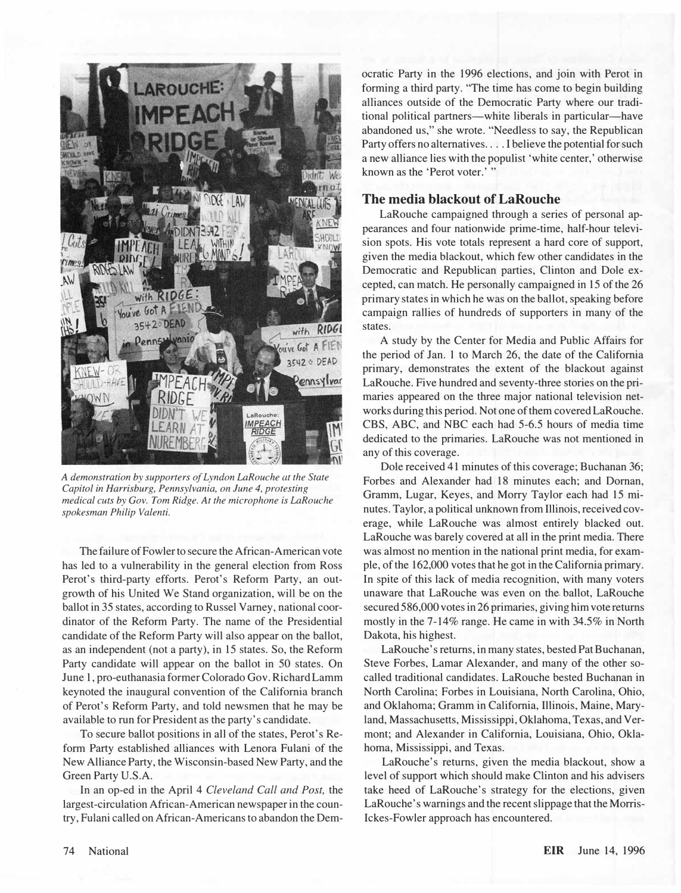A demonstration by supporters of Lyndon LaRouche at the State Capitol in Harrisburg, Pennsylvania, on June 4, protesting medical cuts by Gov. Tom Ridge. At the microphone is LaRouche spokesman Philip Valenti.

The failure of Fowler to secure the African-American vote has led to a vulnerability in the general election from Ross Perot's third-party efforts. Perot's Reform Party, an outgrowth of his United We Stand organization, will be on the ballot in 35 states, according to Russel Varney, national coordinator of the Reform Party. The name of the Presidential candidate of the Reform Party will also appear on the ballot, as an independent (not a party), in 15 states. So, the Reform Party candidate will appear on the ballot in 50 states. On June 1, pro-euthanasia former Colorado Gov. Richard Lamm keynoted the inaugural convention of the California branch of Perot's Reform Party, and told newsmen that he may be available to run for President as the party's candidate.

To secure ballot positions in all of the states, Perot's Reform Party established alliances with Lenora Fulani of the New Alliance Party, the Wisconsin-based New Party, and the Green Party U.S.A.

In an op-ed in the April 4 *Cleveland Call and Post,* the largest-circulation African-American newspaper in the country, Fulani called on African-Americans to abandon the Democratic Party in the 1996 elections, and join with Perot in forming a third party. "The time has come to begin building alliances outside of the Democratic Party where our traditional political partners—white liberals in particular—have abandoned us," she wrote. "Needless to say, the Republican Party offers no alternatives. . . . I believe the potential for such a new alliance lies with the populist 'white center,' otherwise known as the 'Perot voter.' "

## The media blackout of LaRouche

LaRouche campaigned through a series of personal appearances and four nationwide prime-time, half-hour television spots. His vote totals represent a hard core of support, given the media blackout, which few other candidates in the Democratic and Republican parties, Clinton and Dole excepted, can match. He personally campaigned in 15 of the 26 primary states in which he was on the ballot, speaking before campaign rallies of hundreds of supporters in many of the states.

A study by the Center for Media and Public Affairs for the period of Jan. 1 to March 26, the date of the California primary, demonstrates the extent of the blackout against LaRouche. Five hundred and seventy-three stories on the primaries appeared on the three major national television networks during this period. Not one of them covered LaRouche. CBS, ABC, and NBC each had 5-6.5 hours of media time dedicated to the primaries. LaRouche was not mentioned in any of this coverage.

Dole received 41 minutes of this coverage; Buchanan 36; Forbes and Alexander had 18 minutes each; and Dornan, Gramm, Lugar, Keyes, and Morry Taylor each had 15 minutes. Taylor, a political unknown from Illinois, received coverage, while LaRouche was almost entirely blacked out. LaRouche was barely covered at all in the print media. There was almost no mention in the national print media, for example, of the 162,000 votes that he got in the California primary. In spite of this lack of media recognition, with many voters unaware that LaRouche was even on the ballot, LaRouche secured 586,000 votes in 26 primaries, giving him vote returns mostly in the 7-14% range. He came in with 34.5% in North Dakota, his highest.

LaRouche's returns, in many states, bested Pat Buchanan, Steve Forbes, Lamar Alexander, and many of the other so-called traditional candidates. LaRouche bested Buchanan in North Carolina; Forbes in Louisiana, North Carolina, Ohio, and Oklahoma; Gramm in California, Illinois, Maine, Maryland, Massachusetts, Mississippi, Oklahoma, Texas, and Vermont; and Alexander in California, Louisiana, Ohio, Oklahoma, Mississippi, and Texas.

LaRouche's returns, given the media blackout, show a level of support which should make Clinton and his advisers take heed of LaRouche's strategy for the elections, given LaRouche's warnings and the recent slippage that the Morris-Ickes-Fowler approach has encountered.